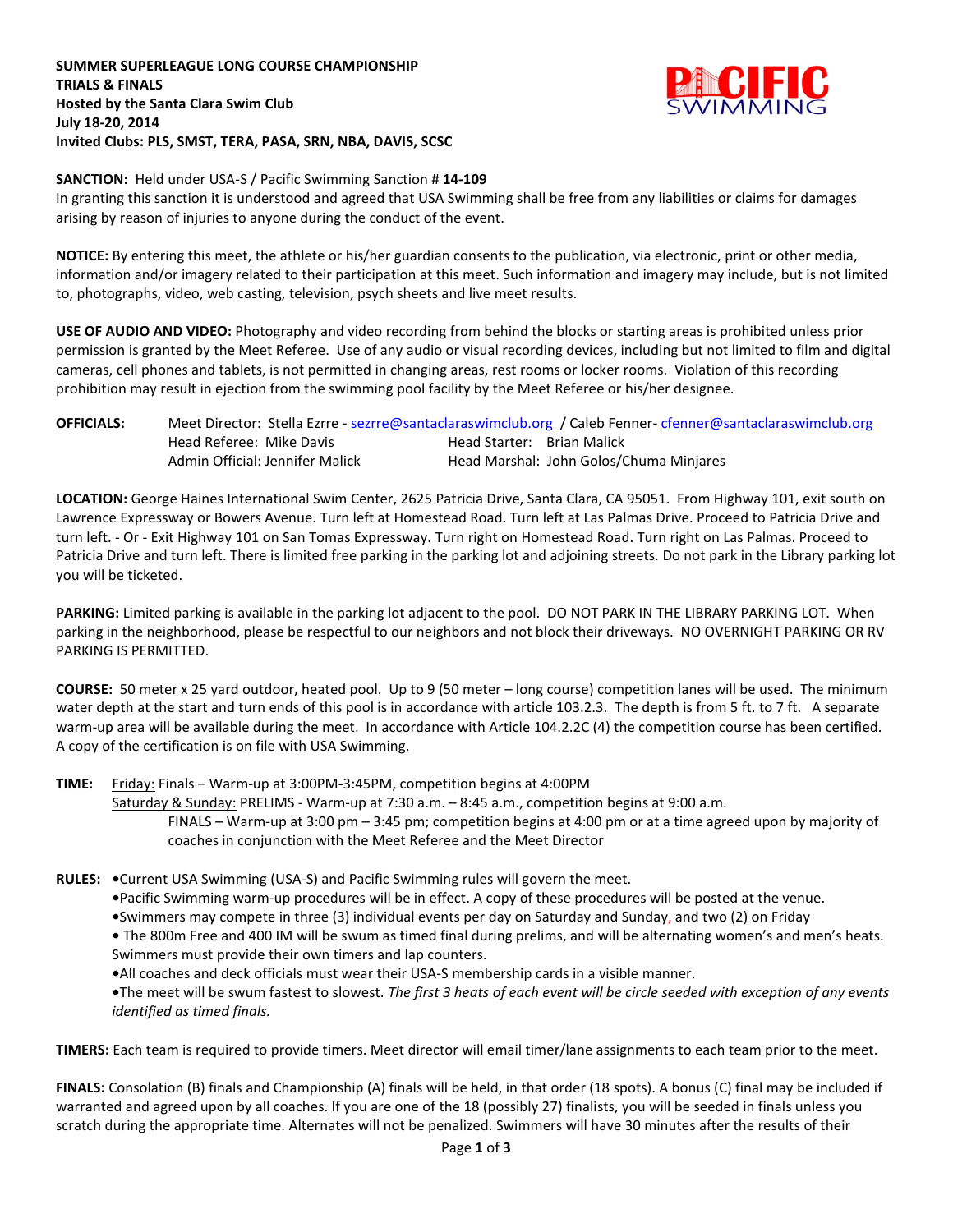**SUMMER SUPERLEAGUE LONG COURSE CHAMPIONSHIP**
**TRIALS & FINALS**
**Hosted by the Santa Clara Swim Club**
**July 18-20, 2014**
**Invited Clubs: PLS, SMST, TERA, PASA, SRN, NBA, DAVIS, SCSC**

**SANCTION:** Held under USA-S / Pacific Swimming Sanction # **14-109**
In granting this sanction it is understood and agreed that USA Swimming shall be free from any liabilities or claims for damages arising by reason of injuries to anyone during the conduct of the event.

**NOTICE:** By entering this meet, the athlete or his/her guardian consents to the publication, via electronic, print or other media, information and/or imagery related to their participation at this meet. Such information and imagery may include, but is not limited to, photographs, video, web casting, television, psych sheets and live meet results.

**USE OF AUDIO AND VIDEO:** Photography and video recording from behind the blocks or starting areas is prohibited unless prior permission is granted by the Meet Referee. Use of any audio or visual recording devices, including but not limited to film and digital cameras, cell phones and tablets, is not permitted in changing areas, rest rooms or locker rooms. Violation of this recording prohibition may result in ejection from the swimming pool facility by the Meet Referee or his/her designee.

**OFFICIALS:** Meet Director: Stella Ezrre - sezrre@santaclaraswimclub.org / Caleb Fenner- cfenner@santaclaraswimclub.org
Head Referee: Mike Davis Head Starter: Brian Malick
Admin Official: Jennifer Malick Head Marshal: John Golos/Chuma Minjares

**LOCATION:** George Haines International Swim Center, 2625 Patricia Drive, Santa Clara, CA 95051. From Highway 101, exit south on Lawrence Expressway or Bowers Avenue. Turn left at Homestead Road. Turn left at Las Palmas Drive. Proceed to Patricia Drive and turn left. - Or - Exit Highway 101 on San Tomas Expressway. Turn right on Homestead Road. Turn right on Las Palmas. Proceed to Patricia Drive and turn left. There is limited free parking in the parking lot and adjoining streets. Do not park in the Library parking lot you will be ticketed.

**PARKING:** Limited parking is available in the parking lot adjacent to the pool. DO NOT PARK IN THE LIBRARY PARKING LOT. When parking in the neighborhood, please be respectful to our neighbors and not block their driveways. NO OVERNIGHT PARKING OR RV PARKING IS PERMITTED.

**COURSE:** 50 meter x 25 yard outdoor, heated pool. Up to 9 (50 meter – long course) competition lanes will be used. The minimum water depth at the start and turn ends of this pool is in accordance with article 103.2.3. The depth is from 5 ft. to 7 ft. A separate warm-up area will be available during the meet. In accordance with Article 104.2.2C (4) the competition course has been certified. A copy of the certification is on file with USA Swimming.

**TIME:** Friday: Finals – Warm-up at 3:00PM-3:45PM, competition begins at 4:00PM
Saturday & Sunday: PRELIMS - Warm-up at 7:30 a.m. – 8:45 a.m., competition begins at 9:00 a.m.
FINALS – Warm-up at 3:00 pm – 3:45 pm; competition begins at 4:00 pm or at a time agreed upon by majority of coaches in conjunction with the Meet Referee and the Meet Director

**RULES:**
- Current USA Swimming (USA-S) and Pacific Swimming rules will govern the meet.
- Pacific Swimming warm-up procedures will be in effect. A copy of these procedures will be posted at the venue.
- Swimmers may compete in three (3) individual events per day on Saturday and Sunday, and two (2) on Friday
- The 800m Free and 400 IM will be swum as timed final during prelims, and will be alternating women's and men's heats. Swimmers must provide their own timers and lap counters.
- All coaches and deck officials must wear their USA-S membership cards in a visible manner.
- The meet will be swum fastest to slowest. *The first 3 heats of each event will be circle seeded with exception of any events identified as timed finals.*

**TIMERS:** Each team is required to provide timers. Meet director will email timer/lane assignments to each team prior to the meet.

**FINALS:** Consolation (B) finals and Championship (A) finals will be held, in that order (18 spots). A bonus (C) final may be included if warranted and agreed upon by all coaches. If you are one of the 18 (possibly 27) finalists, you will be seeded in finals unless you scratch during the appropriate time. Alternates will not be penalized. Swimmers will have 30 minutes after the results of their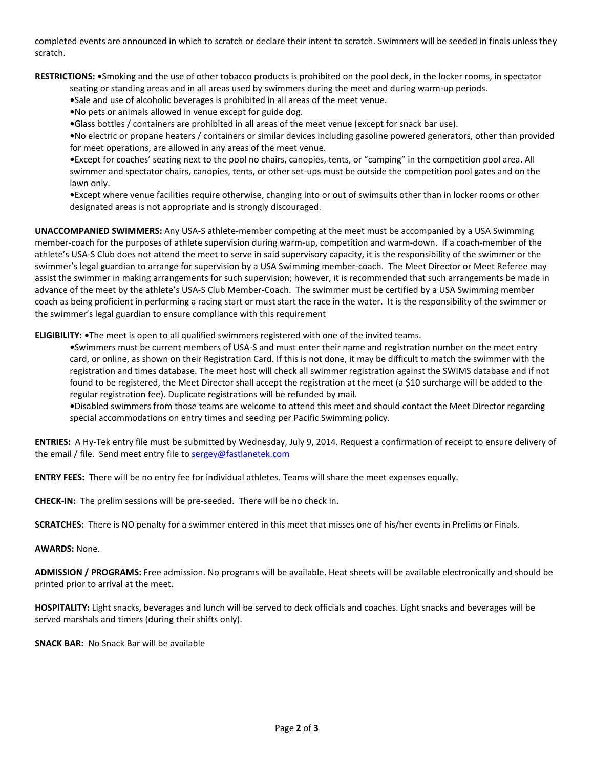completed events are announced in which to scratch or declare their intent to scratch. Swimmers will be seeded in finals unless they scratch.

**RESTRICTIONS:** •Smoking and the use of other tobacco products is prohibited on the pool deck, in the locker rooms, in spectator seating or standing areas and in all areas used by swimmers during the meet and during warm-up periods.

•Sale and use of alcoholic beverages is prohibited in all areas of the meet venue.

•No pets or animals allowed in venue except for guide dog.

•Glass bottles / containers are prohibited in all areas of the meet venue (except for snack bar use).

•No electric or propane heaters / containers or similar devices including gasoline powered generators, other than provided for meet operations, are allowed in any areas of the meet venue.

•Except for coaches' seating next to the pool no chairs, canopies, tents, or "camping" in the competition pool area. All swimmer and spectator chairs, canopies, tents, or other set-ups must be outside the competition pool gates and on the lawn only.

•Except where venue facilities require otherwise, changing into or out of swimsuits other than in locker rooms or other designated areas is not appropriate and is strongly discouraged.

**UNACCOMPANIED SWIMMERS:** Any USA-S athlete-member competing at the meet must be accompanied by a USA Swimming member-coach for the purposes of athlete supervision during warm-up, competition and warm-down. If a coach-member of the athlete's USA-S Club does not attend the meet to serve in said supervisory capacity, it is the responsibility of the swimmer or the swimmer's legal guardian to arrange for supervision by a USA Swimming member-coach. The Meet Director or Meet Referee may assist the swimmer in making arrangements for such supervision; however, it is recommended that such arrangements be made in advance of the meet by the athlete's USA-S Club Member-Coach. The swimmer must be certified by a USA Swimming member coach as being proficient in performing a racing start or must start the race in the water. It is the responsibility of the swimmer or the swimmer's legal guardian to ensure compliance with this requirement

**ELIGIBILITY:** •The meet is open to all qualified swimmers registered with one of the invited teams.

•Swimmers must be current members of USA-S and must enter their name and registration number on the meet entry card, or online, as shown on their Registration Card. If this is not done, it may be difficult to match the swimmer with the registration and times database. The meet host will check all swimmer registration against the SWIMS database and if not found to be registered, the Meet Director shall accept the registration at the meet (a $10 surcharge will be added to the regular registration fee). Duplicate registrations will be refunded by mail.

•Disabled swimmers from those teams are welcome to attend this meet and should contact the Meet Director regarding special accommodations on entry times and seeding per Pacific Swimming policy.

**ENTRIES:** A Hy-Tek entry file must be submitted by Wednesday, July 9, 2014. Request a confirmation of receipt to ensure delivery of the email / file. Send meet entry file to sergey@fastlanetek.com

**ENTRY FEES:** There will be no entry fee for individual athletes. Teams will share the meet expenses equally.

**CHECK-IN:** The prelim sessions will be pre-seeded. There will be no check in.

**SCRATCHES:** There is NO penalty for a swimmer entered in this meet that misses one of his/her events in Prelims or Finals.

**AWARDS:** None.

**ADMISSION / PROGRAMS:** Free admission. No programs will be available. Heat sheets will be available electronically and should be printed prior to arrival at the meet.

**HOSPITALITY:** Light snacks, beverages and lunch will be served to deck officials and coaches. Light snacks and beverages will be served marshals and timers (during their shifts only).

**SNACK BAR:** No Snack Bar will be available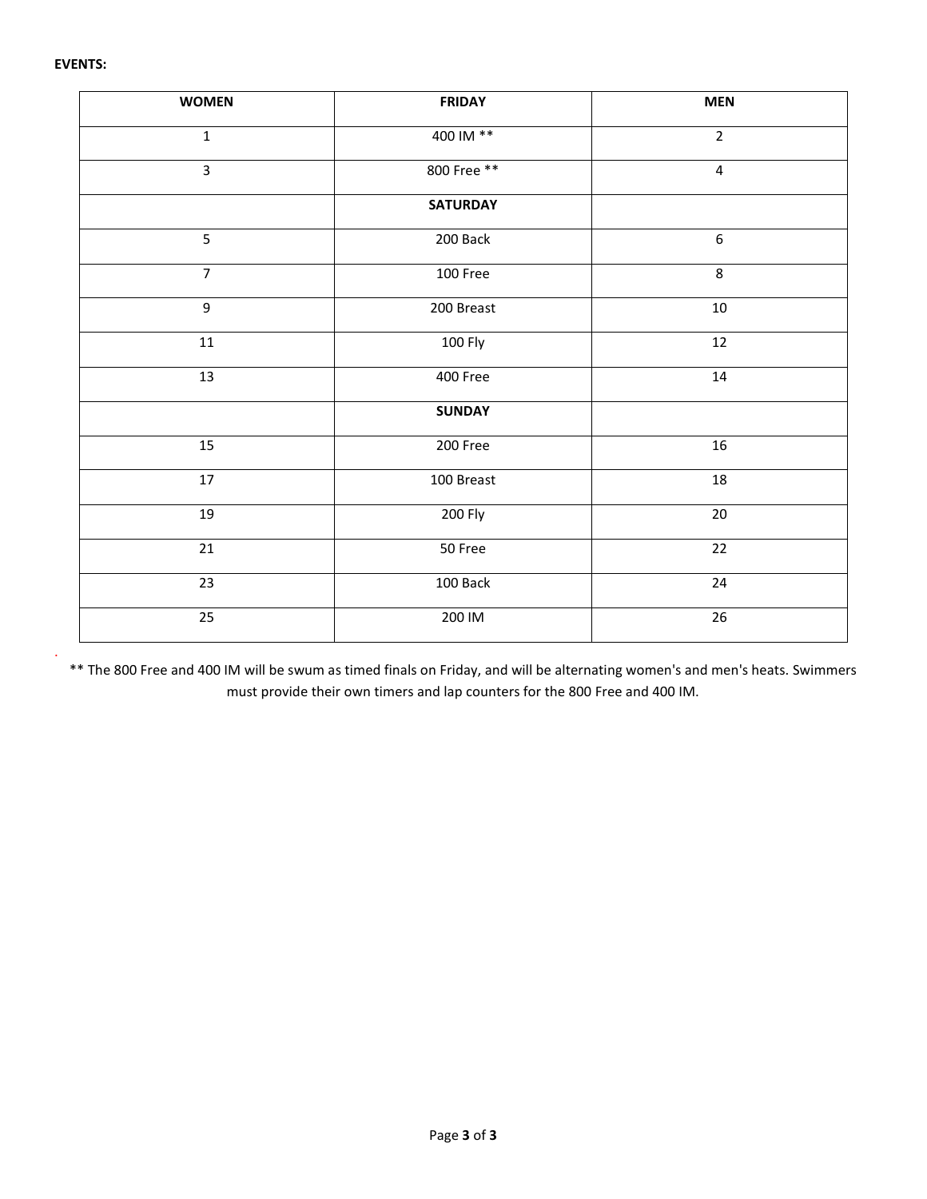**EVENTS:**

| WOMEN | FRIDAY | MEN |
|---|---|---|
| 1 | 400 IM ** | 2 |
| 3 | 800 Free ** | 4 |
| | **SATURDAY** | |
| 5 | 200 Back | 6 |
| 7 | 100 Free | 8 |
| 9 | 200 Breast | 10 |
| 11 | 100 Fly | 12 |
| 13 | 400 Free | 14 |
| | **SUNDAY** | |
| 15 | 200 Free | 16 |
| 17 | 100 Breast | 18 |
| 19 | 200 Fly | 20 |
| 21 | 50 Free | 22 |
| 23 | 100 Back | 24 |
| 25 | 200 IM | 26 |

** The 800 Free and 400 IM will be swum as timed finals on Friday, and will be alternating women's and men's heats. Swimmers must provide their own timers and lap counters for the 800 Free and 400 IM.